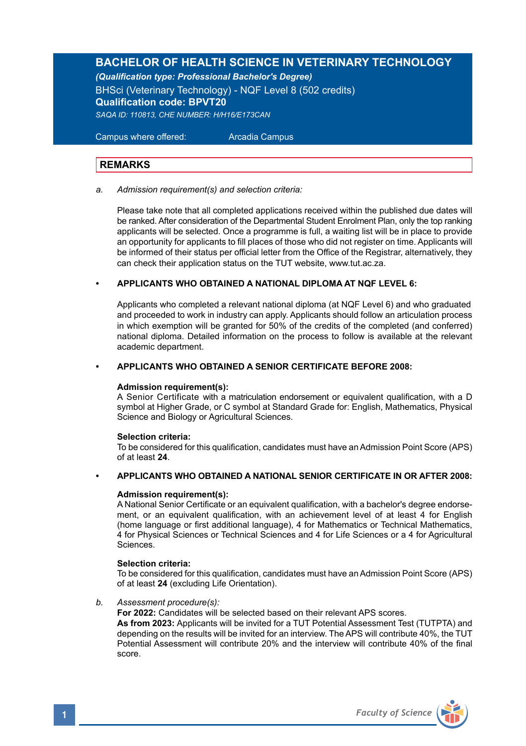# BACHELOR OF HEALTH SCIENCE IN VETERINARY TECHNOLOGY

***(Qualification type: Professional Bachelor's Degree)***

BHSci (Veterinary Technology) - NQF Level 8 (502 credits)

**Qualification code: BPVT20**

*SAQA ID: 110813, CHE NUMBER: H/H16/E173CAN*

Campus where offered: Arcadia Campus

## REMARKS

a. *Admission requirement(s) and selection criteria:*

Please take note that all completed applications received within the published due dates will be ranked. After consideration of the Departmental Student Enrolment Plan, only the top ranking applicants will be selected. Once a programme is full, a waiting list will be in place to provide an opportunity for applicants to fill places of those who did not register on time. Applicants will be informed of their status per official letter from the Office of the Registrar, alternatively, they can check their application status on the TUT website, www.tut.ac.za.

- **APPLICANTS WHO OBTAINED A NATIONAL DIPLOMA AT NQF LEVEL 6:**

Applicants who completed a relevant national diploma (at NQF Level 6) and who graduated and proceeded to work in industry can apply. Applicants should follow an articulation process in which exemption will be granted for 50% of the credits of the completed (and conferred) national diploma. Detailed information on the process to follow is available at the relevant academic department.

- **APPLICANTS WHO OBTAINED A SENIOR CERTIFICATE BEFORE 2008:**

**Admission requirement(s):**
A Senior Certificate with a matriculation endorsement or equivalent qualification, with a D symbol at Higher Grade, or C symbol at Standard Grade for: English, Mathematics, Physical Science and Biology or Agricultural Sciences.

**Selection criteria:**
To be considered for this qualification, candidates must have an Admission Point Score (APS) of at least **24**.

- **APPLICANTS WHO OBTAINED A NATIONAL SENIOR CERTIFICATE IN OR AFTER 2008:**

**Admission requirement(s):**
A National Senior Certificate or an equivalent qualification, with a bachelor's degree endorsement, or an equivalent qualification, with an achievement level of at least 4 for English (home language or first additional language), 4 for Mathematics or Technical Mathematics, 4 for Physical Sciences or Technical Sciences and 4 for Life Sciences or a 4 for Agricultural Sciences.

**Selection criteria:**
To be considered for this qualification, candidates must have an Admission Point Score (APS) of at least **24** (excluding Life Orientation).

b. *Assessment procedure(s):*
**For 2022:** Candidates will be selected based on their relevant APS scores.
**As from 2023:** Applicants will be invited for a TUT Potential Assessment Test (TUTPTA) and depending on the results will be invited for an interview. The APS will contribute 40%, the TUT Potential Assessment will contribute 20% and the interview will contribute 40% of the final score.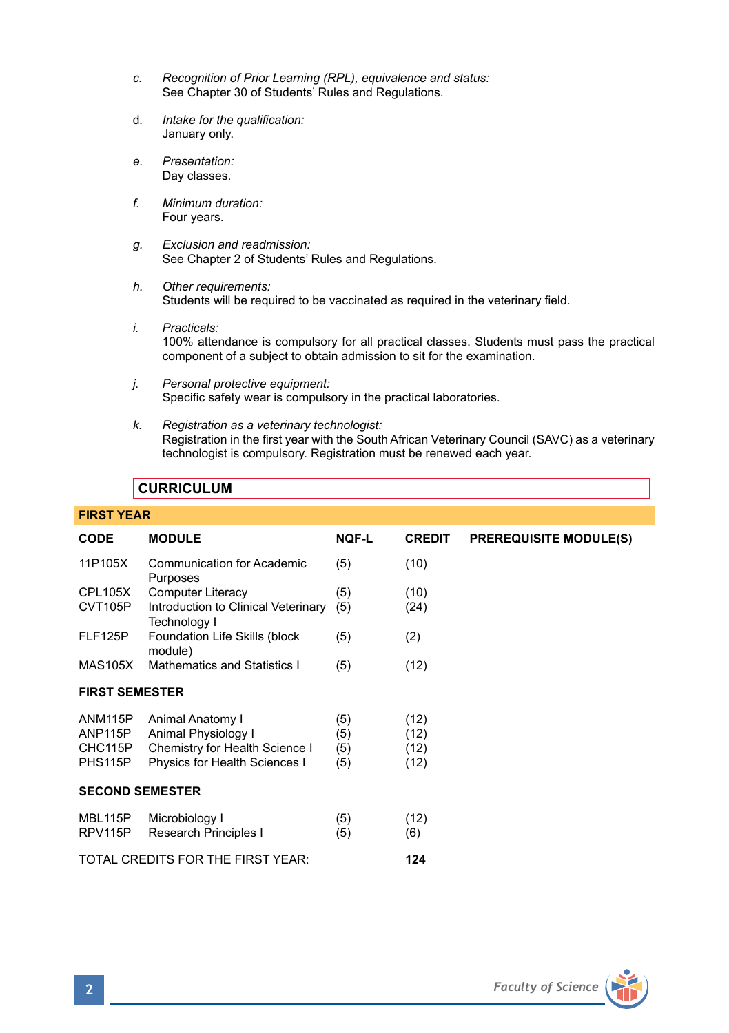c. *Recognition of Prior Learning (RPL), equivalence and status:*
See Chapter 30 of Students' Rules and Regulations.

d. *Intake for the qualification:*
January only.

e. *Presentation:*
Day classes.

f. *Minimum duration:*
Four years.

g. *Exclusion and readmission:*
See Chapter 2 of Students' Rules and Regulations.

h. *Other requirements:*
Students will be required to be vaccinated as required in the veterinary field.

i. *Practicals:*
100% attendance is compulsory for all practical classes. Students must pass the practical component of a subject to obtain admission to sit for the examination.

j. *Personal protective equipment:*
Specific safety wear is compulsory in the practical laboratories.

k. *Registration as a veterinary technologist:*
Registration in the first year with the South African Veterinary Council (SAVC) as a veterinary technologist is compulsory. Registration must be renewed each year.

## CURRICULUM

### FIRST YEAR

| CODE | MODULE | NQF-L | CREDIT | PREREQUISITE MODULE(S) |
|---|---|---|---|---|
| 11P105X | Communication for Academic Purposes | (5) | (10) | |
| CPL105X | Computer Literacy | (5) | (10) | |
| CVT105P | Introduction to Clinical Veterinary Technology I | (5) | (24) | |
| FLF125P | Foundation Life Skills (block module) | (5) | (2) | |
| MAS105X | Mathematics and Statistics I | (5) | (12) | |
| **FIRST SEMESTER** | | | | |
| ANM115P | Animal Anatomy I | (5) | (12) | |
| ANP115P | Animal Physiology I | (5) | (12) | |
| CHC115P | Chemistry for Health Science I | (5) | (12) | |
| PHS115P | Physics for Health Sciences I | (5) | (12) | |
| **SECOND SEMESTER** | | | | |
| MBL115P | Microbiology I | (5) | (12) | |
| RPV115P | Research Principles I | (5) | (6) | |
| TOTAL CREDITS FOR THE FIRST YEAR: | | | **124** | |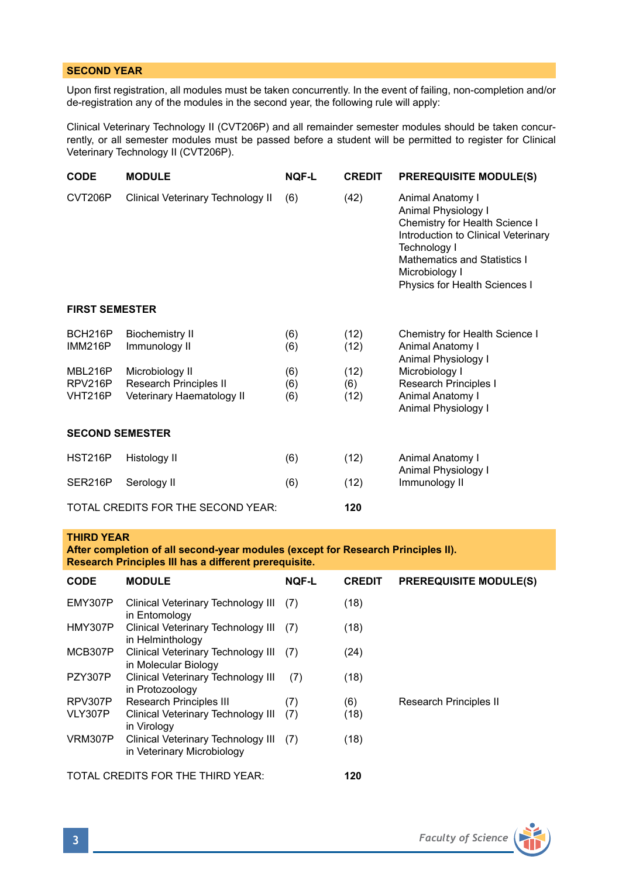## SECOND YEAR

Upon first registration, all modules must be taken concurrently. In the event of failing, non-completion and/or de-registration any of the modules in the second year, the following rule will apply:

Clinical Veterinary Technology II (CVT206P) and all remainder semester modules should be taken concurrently, or all semester modules must be passed before a student will be permitted to register for Clinical Veterinary Technology II (CVT206P).

| CODE | MODULE | NQF-L | CREDIT | PREREQUISITE MODULE(S) |
|---|---|---|---|---|
| CVT206P | Clinical Veterinary Technology II | (6) | (42) | Animal Anatomy I<br>Animal Physiology I<br>Chemistry for Health Science I<br>Introduction to Clinical Veterinary Technology I<br>Mathematics and Statistics I<br>Microbiology I<br>Physics for Health Sciences I |
| **FIRST SEMESTER** | | | | |
| BCH216P | Biochemistry II | (6) | (12) | Chemistry for Health Science I |
| IMM216P | Immunology II | (6) | (12) | Animal Anatomy I<br>Animal Physiology I |
| MBL216P | Microbiology II | (6) | (12) | Microbiology I |
| RPV216P | Research Principles II | (6) | (6) | Research Principles I |
| VHT216P | Veterinary Haematology II | (6) | (12) | Animal Anatomy I<br>Animal Physiology I |
| **SECOND SEMESTER** | | | | |
| HST216P | Histology II | (6) | (12) | Animal Anatomy I<br>Animal Physiology I |
| SER216P | Serology II | (6) | (12) | Immunology II |
| TOTAL CREDITS FOR THE SECOND YEAR: | | | **120** | |

## THIRD YEAR

**After completion of all second-year modules (except for Research Principles II). Research Principles III has a different prerequisite.**

| CODE | MODULE | NQF-L | CREDIT | PREREQUISITE MODULE(S) |
|---|---|---|---|---|
| EMY307P | Clinical Veterinary Technology III in Entomology | (7) | (18) | |
| HMY307P | Clinical Veterinary Technology III in Helminthology | (7) | (18) | |
| MCB307P | Clinical Veterinary Technology III in Molecular Biology | (7) | (24) | |
| PZY307P | Clinical Veterinary Technology III in Protozoology | (7) | (18) | |
| RPV307P | Research Principles III | (7) | (6) | Research Principles II |
| VLY307P | Clinical Veterinary Technology III in Virology | (7) | (18) | |
| VRM307P | Clinical Veterinary Technology III in Veterinary Microbiology | (7) | (18) | |
| TOTAL CREDITS FOR THE THIRD YEAR: | | | **120** | |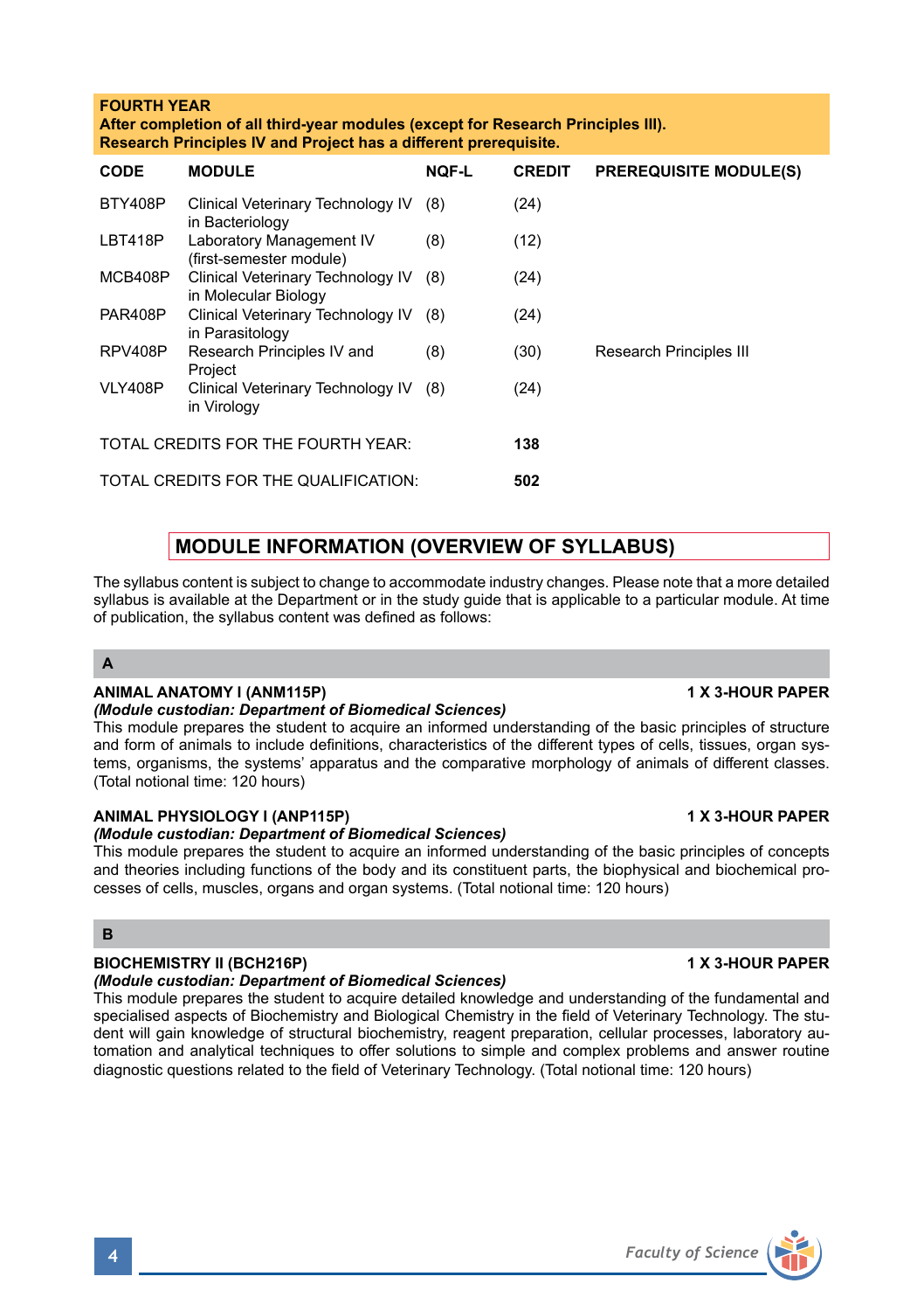**FOURTH YEAR**
**After completion of all third-year modules (except for Research Principles III).**
**Research Principles IV and Project has a different prerequisite.**

| CODE | MODULE | NQF-L | CREDIT | PREREQUISITE MODULE(S) |
|---|---|---|---|---|
| BTY408P | Clinical Veterinary Technology IV in Bacteriology | (8) | (24) | |
| LBT418P | Laboratory Management IV (first-semester module) | (8) | (12) | |
| MCB408P | Clinical Veterinary Technology IV in Molecular Biology | (8) | (24) | |
| PAR408P | Clinical Veterinary Technology IV in Parasitology | (8) | (24) | |
| RPV408P | Research Principles IV and Project | (8) | (30) | Research Principles III |
| VLY408P | Clinical Veterinary Technology IV in Virology | (8) | (24) | |
| TOTAL CREDITS FOR THE FOURTH YEAR: | | | **138** | |
| TOTAL CREDITS FOR THE QUALIFICATION: | | | **502** | |

## MODULE INFORMATION (OVERVIEW OF SYLLABUS)

The syllabus content is subject to change to accommodate industry changes. Please note that a more detailed syllabus is available at the Department or in the study guide that is applicable to a particular module. At time of publication, the syllabus content was defined as follows:

### A

**ANIMAL ANATOMY I (ANM115P)** **1 X 3-HOUR PAPER**
***(Module custodian: Department of Biomedical Sciences)***
This module prepares the student to acquire an informed understanding of the basic principles of structure and form of animals to include definitions, characteristics of the different types of cells, tissues, organ systems, organisms, the systems' apparatus and the comparative morphology of animals of different classes. (Total notional time: 120 hours)

**ANIMAL PHYSIOLOGY I (ANP115P)** **1 X 3-HOUR PAPER**
***(Module custodian: Department of Biomedical Sciences)***
This module prepares the student to acquire an informed understanding of the basic principles of concepts and theories including functions of the body and its constituent parts, the biophysical and biochemical processes of cells, muscles, organs and organ systems. (Total notional time: 120 hours)

### B

**BIOCHEMISTRY II (BCH216P)** **1 X 3-HOUR PAPER**
***(Module custodian: Department of Biomedical Sciences)***
This module prepares the student to acquire detailed knowledge and understanding of the fundamental and specialised aspects of Biochemistry and Biological Chemistry in the field of Veterinary Technology. The student will gain knowledge of structural biochemistry, reagent preparation, cellular processes, laboratory automation and analytical techniques to offer solutions to simple and complex problems and answer routine diagnostic questions related to the field of Veterinary Technology. (Total notional time: 120 hours)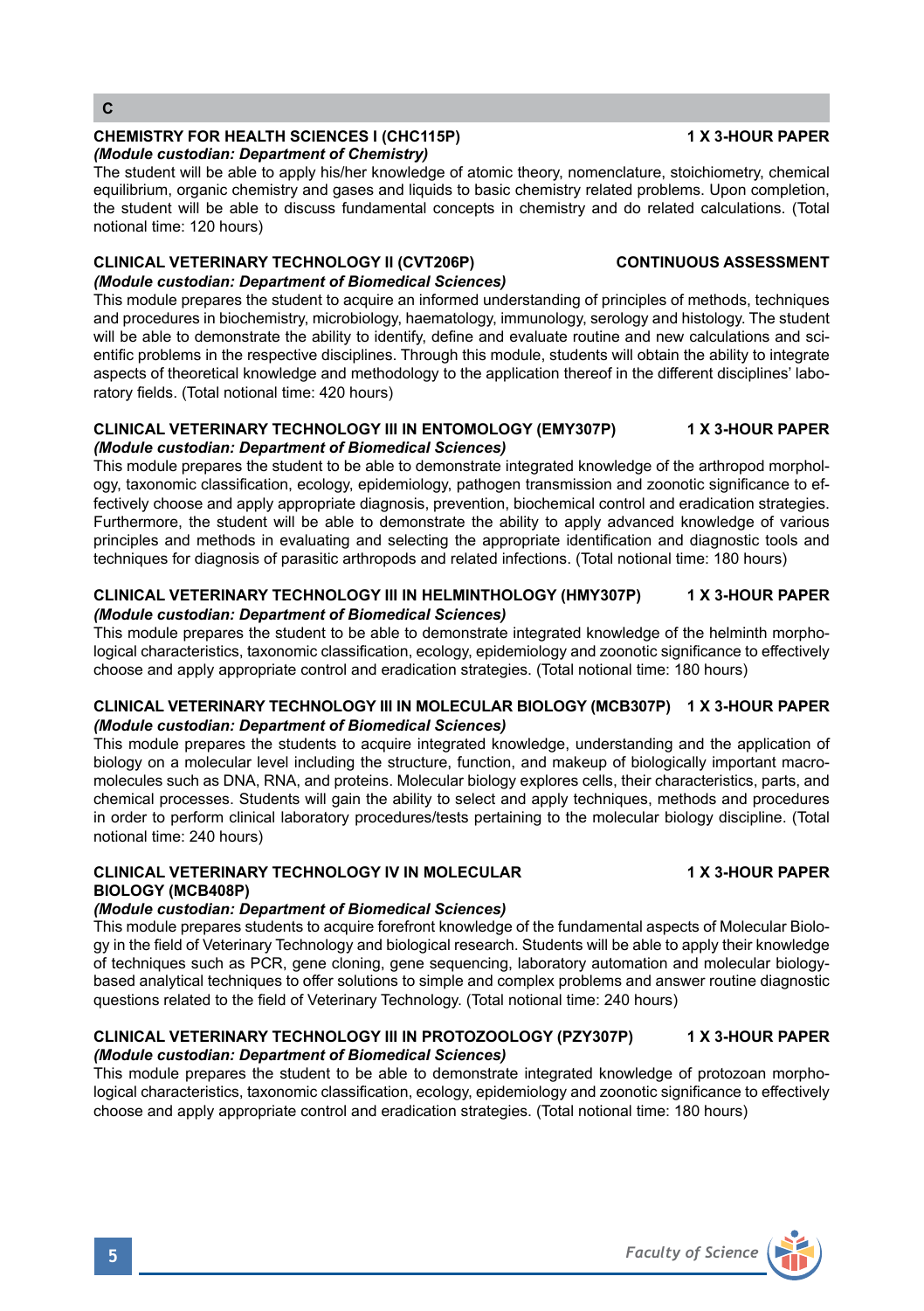## C

**CHEMISTRY FOR HEALTH SCIENCES I (CHC115P) — 1 X 3-HOUR PAPER**

***(Module custodian: Department of Chemistry)***

The student will be able to apply his/her knowledge of atomic theory, nomenclature, stoichiometry, chemical equilibrium, organic chemistry and gases and liquids to basic chemistry related problems. Upon completion, the student will be able to discuss fundamental concepts in chemistry and do related calculations. (Total notional time: 120 hours)

**CLINICAL VETERINARY TECHNOLOGY II (CVT206P) — CONTINUOUS ASSESSMENT**

***(Module custodian: Department of Biomedical Sciences)***

This module prepares the student to acquire an informed understanding of principles of methods, techniques and procedures in biochemistry, microbiology, haematology, immunology, serology and histology. The student will be able to demonstrate the ability to identify, define and evaluate routine and new calculations and scientific problems in the respective disciplines. Through this module, students will obtain the ability to integrate aspects of theoretical knowledge and methodology to the application thereof in the different disciplines' laboratory fields. (Total notional time: 420 hours)

**CLINICAL VETERINARY TECHNOLOGY III IN ENTOMOLOGY (EMY307P) — 1 X 3-HOUR PAPER**

***(Module custodian: Department of Biomedical Sciences)***

This module prepares the student to be able to demonstrate integrated knowledge of the arthropod morphology, taxonomic classification, ecology, epidemiology, pathogen transmission and zoonotic significance to effectively choose and apply appropriate diagnosis, prevention, biochemical control and eradication strategies. Furthermore, the student will be able to demonstrate the ability to apply advanced knowledge of various principles and methods in evaluating and selecting the appropriate identification and diagnostic tools and techniques for diagnosis of parasitic arthropods and related infections. (Total notional time: 180 hours)

**CLINICAL VETERINARY TECHNOLOGY III IN HELMINTHOLOGY (HMY307P) — 1 X 3-HOUR PAPER**

***(Module custodian: Department of Biomedical Sciences)***

This module prepares the student to be able to demonstrate integrated knowledge of the helminth morphological characteristics, taxonomic classification, ecology, epidemiology and zoonotic significance to effectively choose and apply appropriate control and eradication strategies. (Total notional time: 180 hours)

**CLINICAL VETERINARY TECHNOLOGY III IN MOLECULAR BIOLOGY (MCB307P) — 1 X 3-HOUR PAPER**

***(Module custodian: Department of Biomedical Sciences)***

This module prepares the students to acquire integrated knowledge, understanding and the application of biology on a molecular level including the structure, function, and makeup of biologically important macromolecules such as DNA, RNA, and proteins. Molecular biology explores cells, their characteristics, parts, and chemical processes. Students will gain the ability to select and apply techniques, methods and procedures in order to perform clinical laboratory procedures/tests pertaining to the molecular biology discipline. (Total notional time: 240 hours)

**CLINICAL VETERINARY TECHNOLOGY IV IN MOLECULAR BIOLOGY (MCB408P) — 1 X 3-HOUR PAPER**

***(Module custodian: Department of Biomedical Sciences)***

This module prepares students to acquire forefront knowledge of the fundamental aspects of Molecular Biology in the field of Veterinary Technology and biological research. Students will be able to apply their knowledge of techniques such as PCR, gene cloning, gene sequencing, laboratory automation and molecular biology-based analytical techniques to offer solutions to simple and complex problems and answer routine diagnostic questions related to the field of Veterinary Technology. (Total notional time: 240 hours)

**CLINICAL VETERINARY TECHNOLOGY III IN PROTOZOOLOGY (PZY307P) — 1 X 3-HOUR PAPER**

***(Module custodian: Department of Biomedical Sciences)***

This module prepares the student to be able to demonstrate integrated knowledge of protozoan morphological characteristics, taxonomic classification, ecology, epidemiology and zoonotic significance to effectively choose and apply appropriate control and eradication strategies. (Total notional time: 180 hours)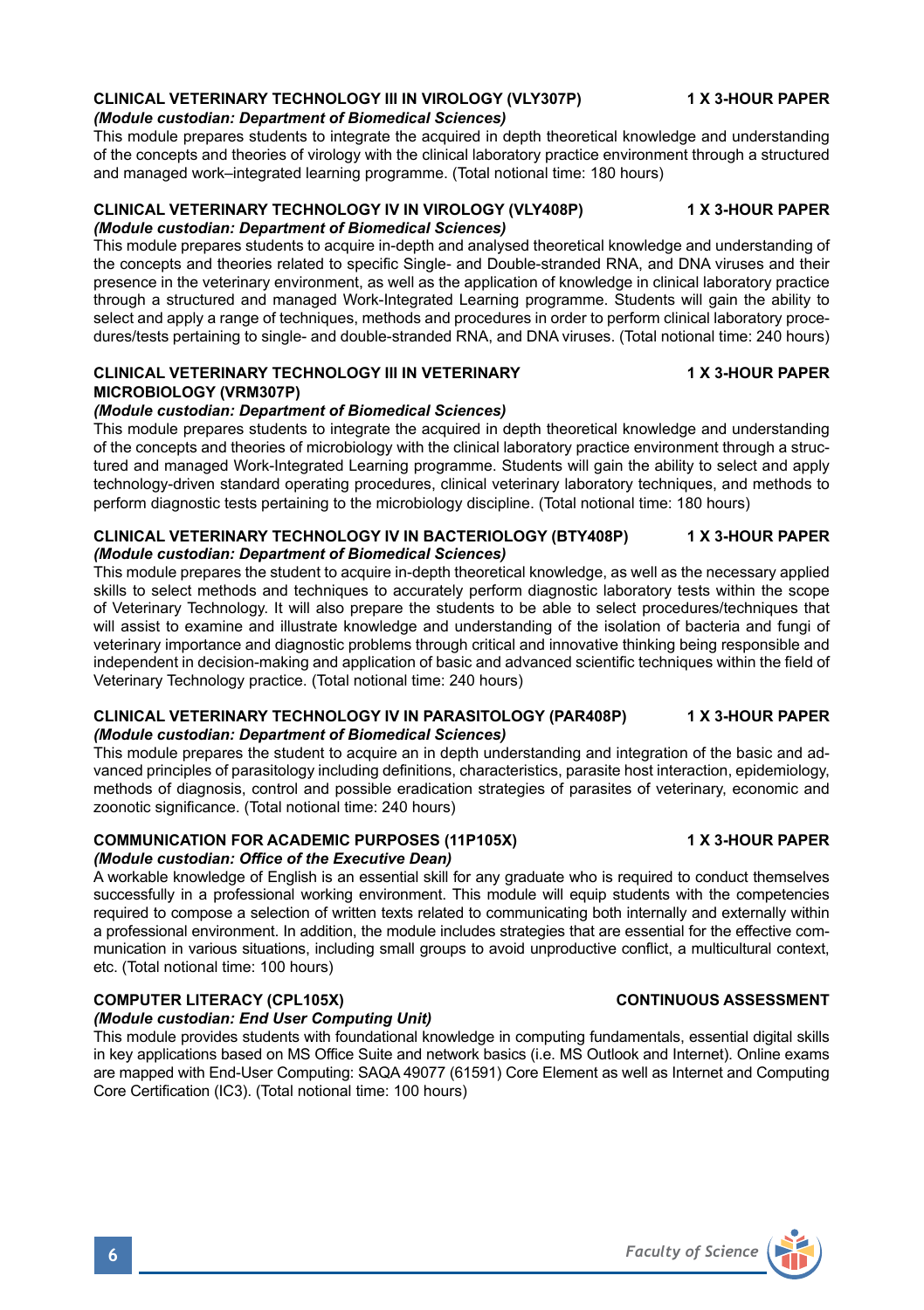### CLINICAL VETERINARY TECHNOLOGY III IN VIROLOGY (VLY307P) — 1 X 3-HOUR PAPER

*(Module custodian: Department of Biomedical Sciences)*

This module prepares students to integrate the acquired in depth theoretical knowledge and understanding of the concepts and theories of virology with the clinical laboratory practice environment through a structured and managed work–integrated learning programme. (Total notional time: 180 hours)

### CLINICAL VETERINARY TECHNOLOGY IV IN VIROLOGY (VLY408P) — 1 X 3-HOUR PAPER

*(Module custodian: Department of Biomedical Sciences)*

This module prepares students to acquire in-depth and analysed theoretical knowledge and understanding of the concepts and theories related to specific Single- and Double-stranded RNA, and DNA viruses and their presence in the veterinary environment, as well as the application of knowledge in clinical laboratory practice through a structured and managed Work-Integrated Learning programme. Students will gain the ability to select and apply a range of techniques, methods and procedures in order to perform clinical laboratory procedures/tests pertaining to single- and double-stranded RNA, and DNA viruses. (Total notional time: 240 hours)

### CLINICAL VETERINARY TECHNOLOGY III IN VETERINARY MICROBIOLOGY (VRM307P) — 1 X 3-HOUR PAPER

*(Module custodian: Department of Biomedical Sciences)*

This module prepares students to integrate the acquired in depth theoretical knowledge and understanding of the concepts and theories of microbiology with the clinical laboratory practice environment through a structured and managed Work-Integrated Learning programme. Students will gain the ability to select and apply technology-driven standard operating procedures, clinical veterinary laboratory techniques, and methods to perform diagnostic tests pertaining to the microbiology discipline. (Total notional time: 180 hours)

### CLINICAL VETERINARY TECHNOLOGY IV IN BACTERIOLOGY (BTY408P) — 1 X 3-HOUR PAPER

*(Module custodian: Department of Biomedical Sciences)*

This module prepares the student to acquire in-depth theoretical knowledge, as well as the necessary applied skills to select methods and techniques to accurately perform diagnostic laboratory tests within the scope of Veterinary Technology. It will also prepare the students to be able to select procedures/techniques that will assist to examine and illustrate knowledge and understanding of the isolation of bacteria and fungi of veterinary importance and diagnostic problems through critical and innovative thinking being responsible and independent in decision-making and application of basic and advanced scientific techniques within the field of Veterinary Technology practice. (Total notional time: 240 hours)

### CLINICAL VETERINARY TECHNOLOGY IV IN PARASITOLOGY (PAR408P) — 1 X 3-HOUR PAPER

*(Module custodian: Department of Biomedical Sciences)*

This module prepares the student to acquire an in depth understanding and integration of the basic and advanced principles of parasitology including definitions, characteristics, parasite host interaction, epidemiology, methods of diagnosis, control and possible eradication strategies of parasites of veterinary, economic and zoonotic significance. (Total notional time: 240 hours)

### COMMUNICATION FOR ACADEMIC PURPOSES (11P105X) — 1 X 3-HOUR PAPER

*(Module custodian: Office of the Executive Dean)*

A workable knowledge of English is an essential skill for any graduate who is required to conduct themselves successfully in a professional working environment. This module will equip students with the competencies required to compose a selection of written texts related to communicating both internally and externally within a professional environment. In addition, the module includes strategies that are essential for the effective communication in various situations, including small groups to avoid unproductive conflict, a multicultural context, etc. (Total notional time: 100 hours)

### COMPUTER LITERACY (CPL105X) — CONTINUOUS ASSESSMENT

*(Module custodian: End User Computing Unit)*

This module provides students with foundational knowledge in computing fundamentals, essential digital skills in key applications based on MS Office Suite and network basics (i.e. MS Outlook and Internet). Online exams are mapped with End-User Computing: SAQA 49077 (61591) Core Element as well as Internet and Computing Core Certification (IC3). (Total notional time: 100 hours)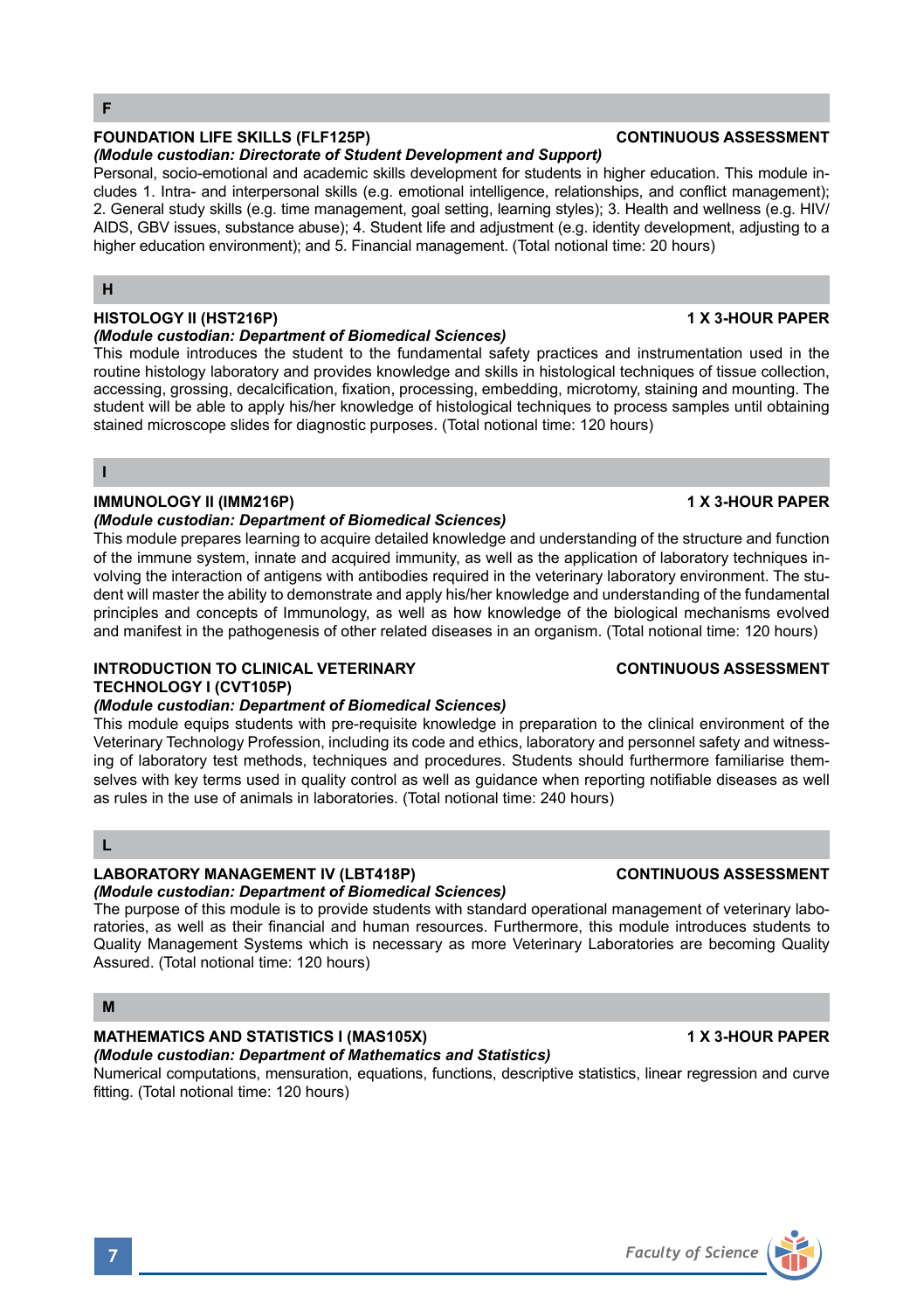## F

**FOUNDATION LIFE SKILLS (FLF125P)** **CONTINUOUS ASSESSMENT**

***(Module custodian: Directorate of Student Development and Support)***

Personal, socio-emotional and academic skills development for students in higher education. This module includes 1. Intra- and interpersonal skills (e.g. emotional intelligence, relationships, and conflict management); 2. General study skills (e.g. time management, goal setting, learning styles); 3. Health and wellness (e.g. HIV/ AIDS, GBV issues, substance abuse); 4. Student life and adjustment (e.g. identity development, adjusting to a higher education environment); and 5. Financial management. (Total notional time: 20 hours)

## H

**HISTOLOGY II (HST216P)** **1 X 3-HOUR PAPER**

***(Module custodian: Department of Biomedical Sciences)***

This module introduces the student to the fundamental safety practices and instrumentation used in the routine histology laboratory and provides knowledge and skills in histological techniques of tissue collection, accessing, grossing, decalcification, fixation, processing, embedding, microtomy, staining and mounting. The student will be able to apply his/her knowledge of histological techniques to process samples until obtaining stained microscope slides for diagnostic purposes. (Total notional time: 120 hours)

## I

**IMMUNOLOGY II (IMM216P)** **1 X 3-HOUR PAPER**

***(Module custodian: Department of Biomedical Sciences)***

This module prepares learning to acquire detailed knowledge and understanding of the structure and function of the immune system, innate and acquired immunity, as well as the application of laboratory techniques involving the interaction of antigens with antibodies required in the veterinary laboratory environment. The student will master the ability to demonstrate and apply his/her knowledge and understanding of the fundamental principles and concepts of Immunology, as well as how knowledge of the biological mechanisms evolved and manifest in the pathogenesis of other related diseases in an organism. (Total notional time: 120 hours)

**INTRODUCTION TO CLINICAL VETERINARY TECHNOLOGY I (CVT105P)** **CONTINUOUS ASSESSMENT**

***(Module custodian: Department of Biomedical Sciences)***

This module equips students with pre-requisite knowledge in preparation to the clinical environment of the Veterinary Technology Profession, including its code and ethics, laboratory and personnel safety and witnessing of laboratory test methods, techniques and procedures. Students should furthermore familiarise themselves with key terms used in quality control as well as guidance when reporting notifiable diseases as well as rules in the use of animals in laboratories. (Total notional time: 240 hours)

## L

**LABORATORY MANAGEMENT IV (LBT418P)** **CONTINUOUS ASSESSMENT**

***(Module custodian: Department of Biomedical Sciences)***

The purpose of this module is to provide students with standard operational management of veterinary laboratories, as well as their financial and human resources. Furthermore, this module introduces students to Quality Management Systems which is necessary as more Veterinary Laboratories are becoming Quality Assured. (Total notional time: 120 hours)

## M

**MATHEMATICS AND STATISTICS I (MAS105X)** **1 X 3-HOUR PAPER**

***(Module custodian: Department of Mathematics and Statistics)***

Numerical computations, mensuration, equations, functions, descriptive statistics, linear regression and curve fitting. (Total notional time: 120 hours)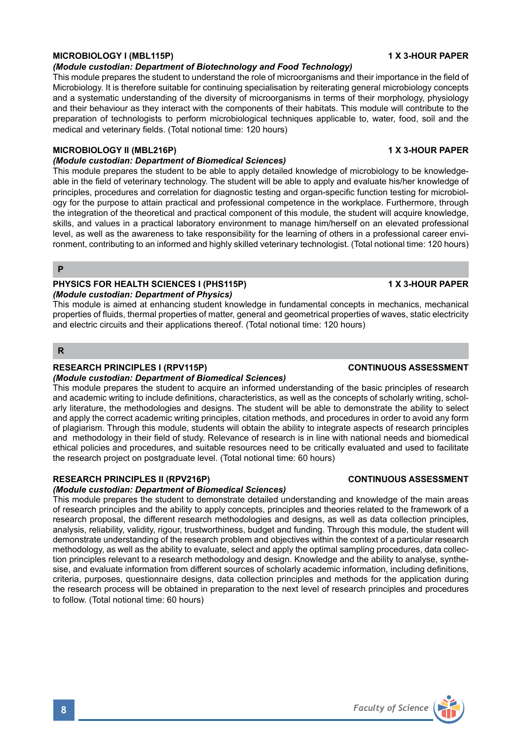**MICROBIOLOGY I (MBL115P)** **1 X 3-HOUR PAPER**

***(Module custodian: Department of Biotechnology and Food Technology)***

This module prepares the student to understand the role of microorganisms and their importance in the field of Microbiology. It is therefore suitable for continuing specialisation by reiterating general microbiology concepts and a systematic understanding of the diversity of microorganisms in terms of their morphology, physiology and their behaviour as they interact with the components of their habitats. This module will contribute to the preparation of technologists to perform microbiological techniques applicable to, water, food, soil and the medical and veterinary fields. (Total notional time: 120 hours)

**MICROBIOLOGY II (MBL216P)** **1 X 3-HOUR PAPER**

***(Module custodian: Department of Biomedical Sciences)***

This module prepares the student to be able to apply detailed knowledge of microbiology to be knowledgeable in the field of veterinary technology. The student will be able to apply and evaluate his/her knowledge of principles, procedures and correlation for diagnostic testing and organ-specific function testing for microbiology for the purpose to attain practical and professional competence in the workplace. Furthermore, through the integration of the theoretical and practical component of this module, the student will acquire knowledge, skills, and values in a practical laboratory environment to manage him/herself on an elevated professional level, as well as the awareness to take responsibility for the learning of others in a professional career environment, contributing to an informed and highly skilled veterinary technologist. (Total notional time: 120 hours)

## P

**PHYSICS FOR HEALTH SCIENCES I (PHS115P)** **1 X 3-HOUR PAPER**

***(Module custodian: Department of Physics)***

This module is aimed at enhancing student knowledge in fundamental concepts in mechanics, mechanical properties of fluids, thermal properties of matter, general and geometrical properties of waves, static electricity and electric circuits and their applications thereof. (Total notional time: 120 hours)

## R

**RESEARCH PRINCIPLES I (RPV115P)** **CONTINUOUS ASSESSMENT**

***(Module custodian: Department of Biomedical Sciences)***

This module prepares the student to acquire an informed understanding of the basic principles of research and academic writing to include definitions, characteristics, as well as the concepts of scholarly writing, scholarly literature, the methodologies and designs. The student will be able to demonstrate the ability to select and apply the correct academic writing principles, citation methods, and procedures in order to avoid any form of plagiarism. Through this module, students will obtain the ability to integrate aspects of research principles and methodology in their field of study. Relevance of research is in line with national needs and biomedical ethical policies and procedures, and suitable resources need to be critically evaluated and used to facilitate the research project on postgraduate level. (Total notional time: 60 hours)

**RESEARCH PRINCIPLES II (RPV216P)** **CONTINUOUS ASSESSMENT**

***(Module custodian: Department of Biomedical Sciences)***

This module prepares the student to demonstrate detailed understanding and knowledge of the main areas of research principles and the ability to apply concepts, principles and theories related to the framework of a research proposal, the different research methodologies and designs, as well as data collection principles, analysis, reliability, validity, rigour, trustworthiness, budget and funding. Through this module, the student will demonstrate understanding of the research problem and objectives within the context of a particular research methodology, as well as the ability to evaluate, select and apply the optimal sampling procedures, data collection principles relevant to a research methodology and design. Knowledge and the ability to analyse, synthesise, and evaluate information from different sources of scholarly academic information, including definitions, criteria, purposes, questionnaire designs, data collection principles and methods for the application during the research process will be obtained in preparation to the next level of research principles and procedures to follow. (Total notional time: 60 hours)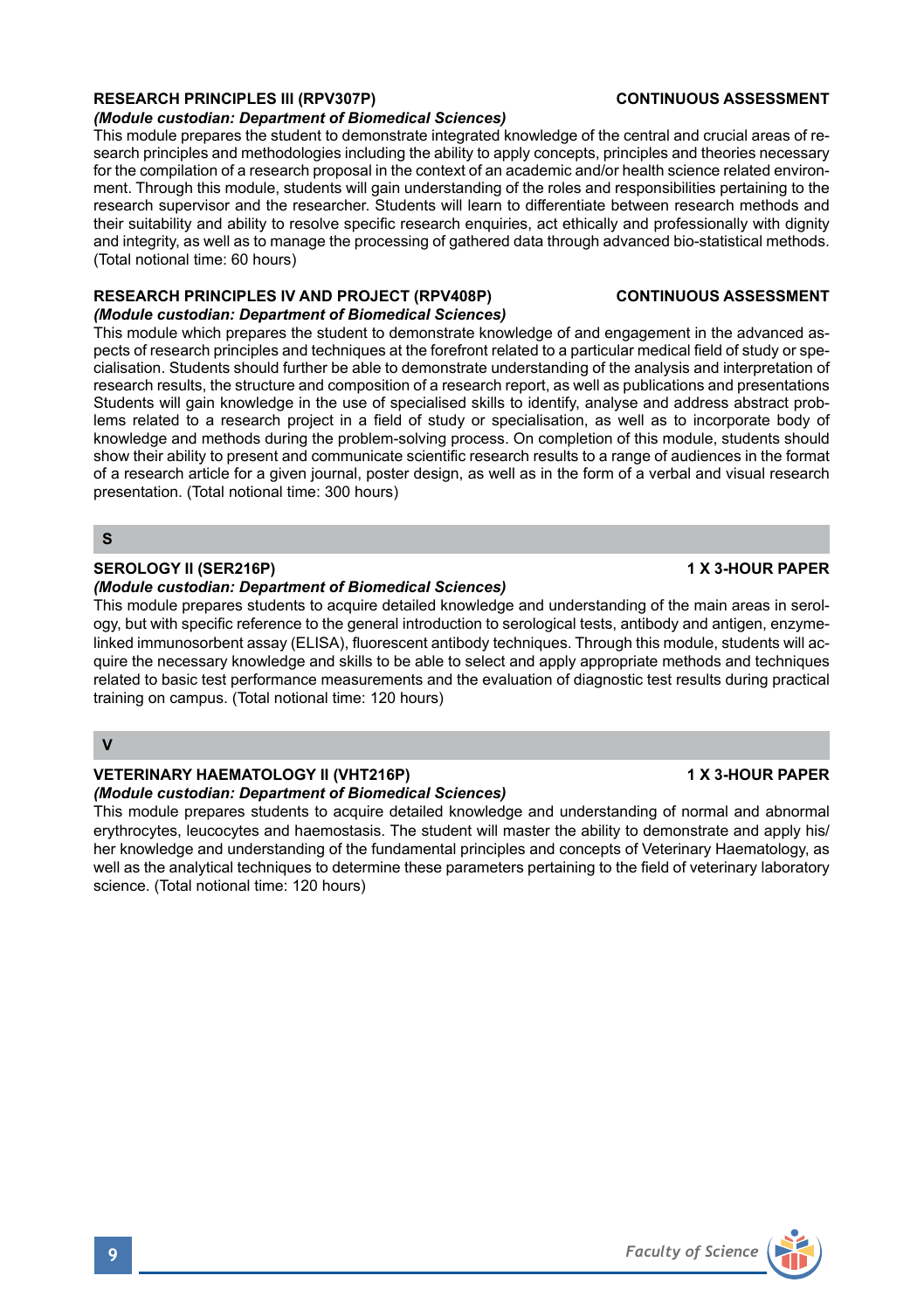**RESEARCH PRINCIPLES III (RPV307P)** **CONTINUOUS ASSESSMENT**

***(Module custodian: Department of Biomedical Sciences)***

This module prepares the student to demonstrate integrated knowledge of the central and crucial areas of research principles and methodologies including the ability to apply concepts, principles and theories necessary for the compilation of a research proposal in the context of an academic and/or health science related environment. Through this module, students will gain understanding of the roles and responsibilities pertaining to the research supervisor and the researcher. Students will learn to differentiate between research methods and their suitability and ability to resolve specific research enquiries, act ethically and professionally with dignity and integrity, as well as to manage the processing of gathered data through advanced bio-statistical methods. (Total notional time: 60 hours)

**RESEARCH PRINCIPLES IV AND PROJECT (RPV408P)** **CONTINUOUS ASSESSMENT**

***(Module custodian: Department of Biomedical Sciences)***

This module which prepares the student to demonstrate knowledge of and engagement in the advanced aspects of research principles and techniques at the forefront related to a particular medical field of study or specialisation. Students should further be able to demonstrate understanding of the analysis and interpretation of research results, the structure and composition of a research report, as well as publications and presentations Students will gain knowledge in the use of specialised skills to identify, analyse and address abstract problems related to a research project in a field of study or specialisation, as well as to incorporate body of knowledge and methods during the problem-solving process. On completion of this module, students should show their ability to present and communicate scientific research results to a range of audiences in the format of a research article for a given journal, poster design, as well as in the form of a verbal and visual research presentation. (Total notional time: 300 hours)

## S

**SEROLOGY II (SER216P)** **1 X 3-HOUR PAPER**

***(Module custodian: Department of Biomedical Sciences)***

This module prepares students to acquire detailed knowledge and understanding of the main areas in serology, but with specific reference to the general introduction to serological tests, antibody and antigen, enzyme-linked immunosorbent assay (ELISA), fluorescent antibody techniques. Through this module, students will acquire the necessary knowledge and skills to be able to select and apply appropriate methods and techniques related to basic test performance measurements and the evaluation of diagnostic test results during practical training on campus. (Total notional time: 120 hours)

## V

**VETERINARY HAEMATOLOGY II (VHT216P)** **1 X 3-HOUR PAPER**

***(Module custodian: Department of Biomedical Sciences)***

This module prepares students to acquire detailed knowledge and understanding of normal and abnormal erythrocytes, leucocytes and haemostasis. The student will master the ability to demonstrate and apply his/her knowledge and understanding of the fundamental principles and concepts of Veterinary Haematology, as well as the analytical techniques to determine these parameters pertaining to the field of veterinary laboratory science. (Total notional time: 120 hours)